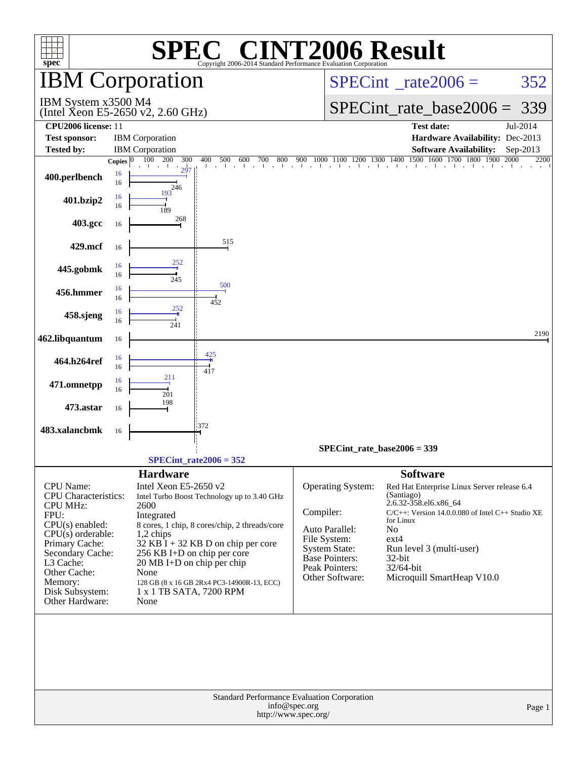# SPEC® CINT2006 Result

Copyright 2006-2014 Standard Performance Evaluation Corporation

## IBM Corporation

IBM System x3500 M4
(Intel Xeon E5-2650 v2, 2.60 GHz)

SPECint_rate2006 = 352

SPECint_rate_base2006 = 339

**CPU2006 license:** 11
**Test sponsor:** IBM Corporation
**Tested by:** IBM Corporation

**Test date:** Jul-2014
**Hardware Availability:** Dec-2013
**Software Availability:** Sep-2013

| Benchmark | Copies | Peak | Base |
|---|---|---|---|
| 400.perlbench | 16 | 297 | 246 |
| 401.bzip2 | 16 | 193 | 189 |
| 403.gcc | 16 | | 268 |
| 429.mcf | 16 | | 515 |
| 445.gobmk | 16 | 252 | 245 |
| 456.hmmer | 16 | 500 | 452 |
| 458.sjeng | 16 | 252 | 241 |
| 462.libquantum | 16 | | 2190 |
| 464.h264ref | 16 | 425 | 417 |
| 471.omnetpp | 16 | 211 | 201 |
| 473.astar | 16 | | 198 |
| 483.xalancbmk | 16 | | 372 |

SPECint_rate_base2006 = 339

SPECint_rate2006 = 352

### Hardware

| | |
|---|---|
| CPU Name: | Intel Xeon E5-2650 v2 |
| CPU Characteristics: | Intel Turbo Boost Technology up to 3.40 GHz |
| CPU MHz: | 2600 |
| FPU: | Integrated |
| CPU(s) enabled: | 8 cores, 1 chip, 8 cores/chip, 2 threads/core |
| CPU(s) orderable: | 1,2 chips |
| Primary Cache: | 32 KB I + 32 KB D on chip per core |
| Secondary Cache: | 256 KB I+D on chip per core |
| L3 Cache: | 20 MB I+D on chip per chip |
| Other Cache: | None |
| Memory: | 128 GB (8 x 16 GB 2Rx4 PC3-14900R-13, ECC) |
| Disk Subsystem: | 1 x 1 TB SATA, 7200 RPM |
| Other Hardware: | None |

### Software

| | |
|---|---|
| Operating System: | Red Hat Enterprise Linux Server release 6.4 (Santiago) 2.6.32-358.el6.x86_64 |
| Compiler: | C/C++: Version 14.0.0.080 of Intel C++ Studio XE for Linux |
| Auto Parallel: | No |
| File System: | ext4 |
| System State: | Run level 3 (multi-user) |
| Base Pointers: | 32-bit |
| Peak Pointers: | 32/64-bit |
| Other Software: | Microquill SmartHeap V10.0 |

Standard Performance Evaluation Corporation
info@spec.org
http://www.spec.org/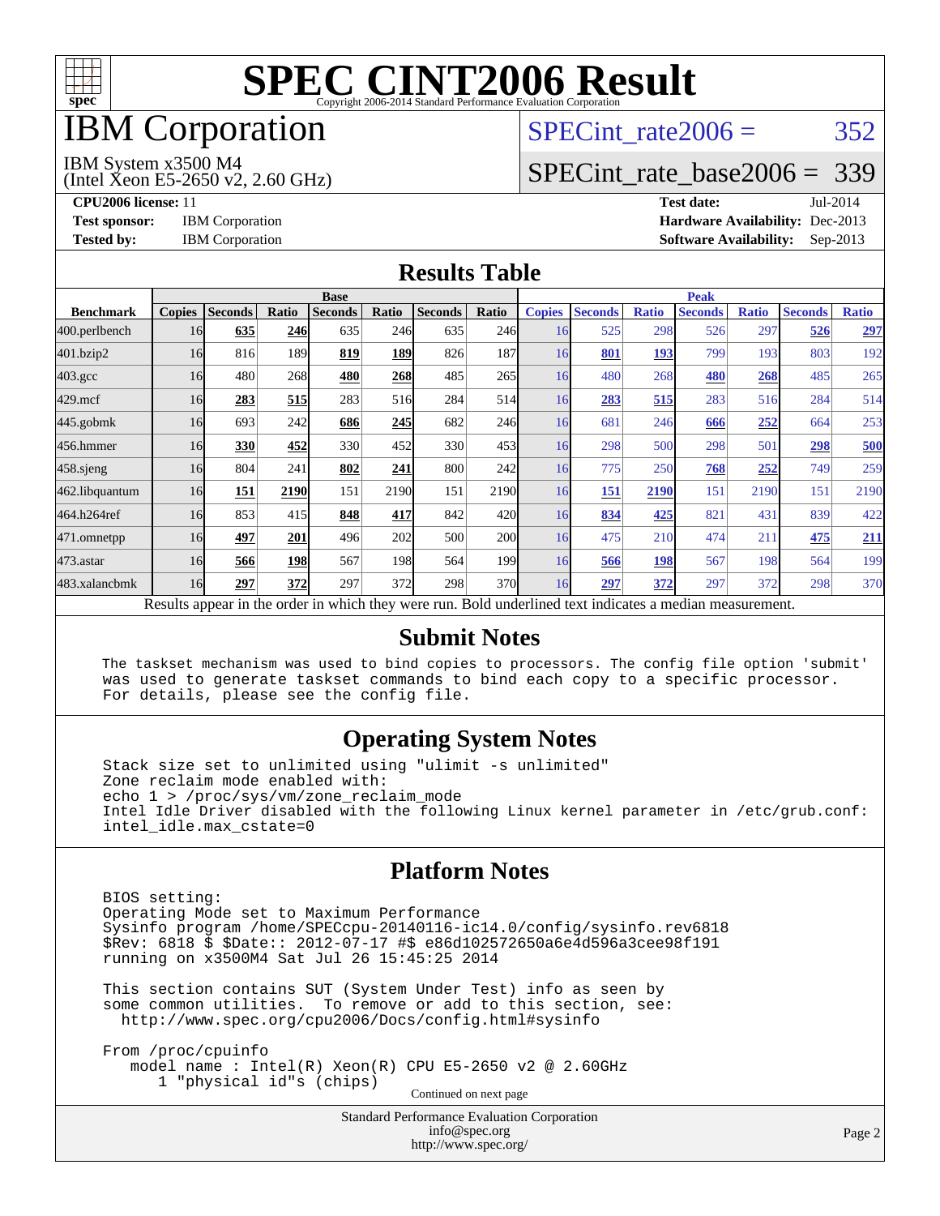# SPEC CINT2006 Result

Copyright 2006-2014 Standard Performance Evaluation Corporation

## IBM Corporation

IBM System x3500 M4
(Intel Xeon E5-2650 v2, 2.60 GHz)

SPECint_rate2006 = 352

SPECint_rate_base2006 = 339

**CPU2006 license:** 11
**Test sponsor:** IBM Corporation
**Tested by:** IBM Corporation

**Test date:** Jul-2014
**Hardware Availability:** Dec-2013
**Software Availability:** Sep-2013

## Results Table

| Benchmark | Base | | | | | | | Peak | | | | | | |
|---|---|---|---|---|---|---|---|---|---|---|---|---|---|---|
| | Copies | Seconds | Ratio | Seconds | Ratio | Seconds | Ratio | Copies | Seconds | Ratio | Seconds | Ratio | Seconds | Ratio |
| 400.perlbench | 16 | **635** | **246** | 635 | 246 | 635 | 246 | 16 | 525 | 298 | 526 | 297 | **526** | **297** |
| 401.bzip2 | 16 | 816 | 189 | **819** | **189** | 826 | 187 | 16 | **801** | **193** | 799 | 193 | 803 | 192 |
| 403.gcc | 16 | 480 | 268 | **480** | **268** | 485 | 265 | 16 | 480 | 268 | **480** | **268** | 485 | 265 |
| 429.mcf | 16 | **283** | **515** | 283 | 516 | 284 | 514 | 16 | **283** | **515** | 283 | 516 | 284 | 514 |
| 445.gobmk | 16 | 693 | 242 | **686** | **245** | 682 | 246 | 16 | 681 | 246 | **666** | **252** | 664 | 253 |
| 456.hmmer | 16 | **330** | **452** | 330 | 452 | 330 | 453 | 16 | 298 | 500 | 298 | 501 | **298** | **500** |
| 458.sjeng | 16 | 804 | 241 | **802** | **241** | 800 | 242 | 16 | 775 | 250 | **768** | **252** | 749 | 259 |
| 462.libquantum | 16 | **151** | **2190** | 151 | 2190 | 151 | 2190 | 16 | **151** | **2190** | 151 | 2190 | 151 | 2190 |
| 464.h264ref | 16 | 853 | 415 | **848** | **417** | 842 | 420 | 16 | **834** | **425** | 821 | 431 | 839 | 422 |
| 471.omnetpp | 16 | **497** | **201** | 496 | 202 | 500 | 200 | 16 | 475 | 210 | 474 | 211 | **475** | **211** |
| 473.astar | 16 | **566** | **198** | 567 | 198 | 564 | 199 | 16 | **566** | **198** | 567 | 198 | 564 | 199 |
| 483.xalancbmk | 16 | **297** | **372** | 297 | 372 | 298 | 370 | 16 | **297** | **372** | 297 | 372 | 298 | 370 |

Results appear in the order in which they were run. Bold underlined text indicates a median measurement.

## Submit Notes

```
The taskset mechanism was used to bind copies to processors. The config file option 'submit'
was used to generate taskset commands to bind each copy to a specific processor.
For details, please see the config file.
```

## Operating System Notes

```
Stack size set to unlimited using "ulimit -s unlimited"
Zone reclaim mode enabled with:
echo 1 > /proc/sys/vm/zone_reclaim_mode
Intel Idle Driver disabled with the following Linux kernel parameter in /etc/grub.conf:
intel_idle.max_cstate=0
```

## Platform Notes

```
BIOS setting:
Operating Mode set to Maximum Performance
Sysinfo program /home/SPECcpu-20140116-ic14.0/config/sysinfo.rev6818
$Rev: 6818 $ $Date:: 2012-07-17 #$ e86d102572650a6e4d596a3cee98f191
running on x3500M4 Sat Jul 26 15:45:25 2014

This section contains SUT (System Under Test) info as seen by
some common utilities.  To remove or add to this section, see:
  http://www.spec.org/cpu2006/Docs/config.html#sysinfo

From /proc/cpuinfo
   model name : Intel(R) Xeon(R) CPU E5-2650 v2 @ 2.60GHz
      1 "physical id"s (chips)
```

Continued on next page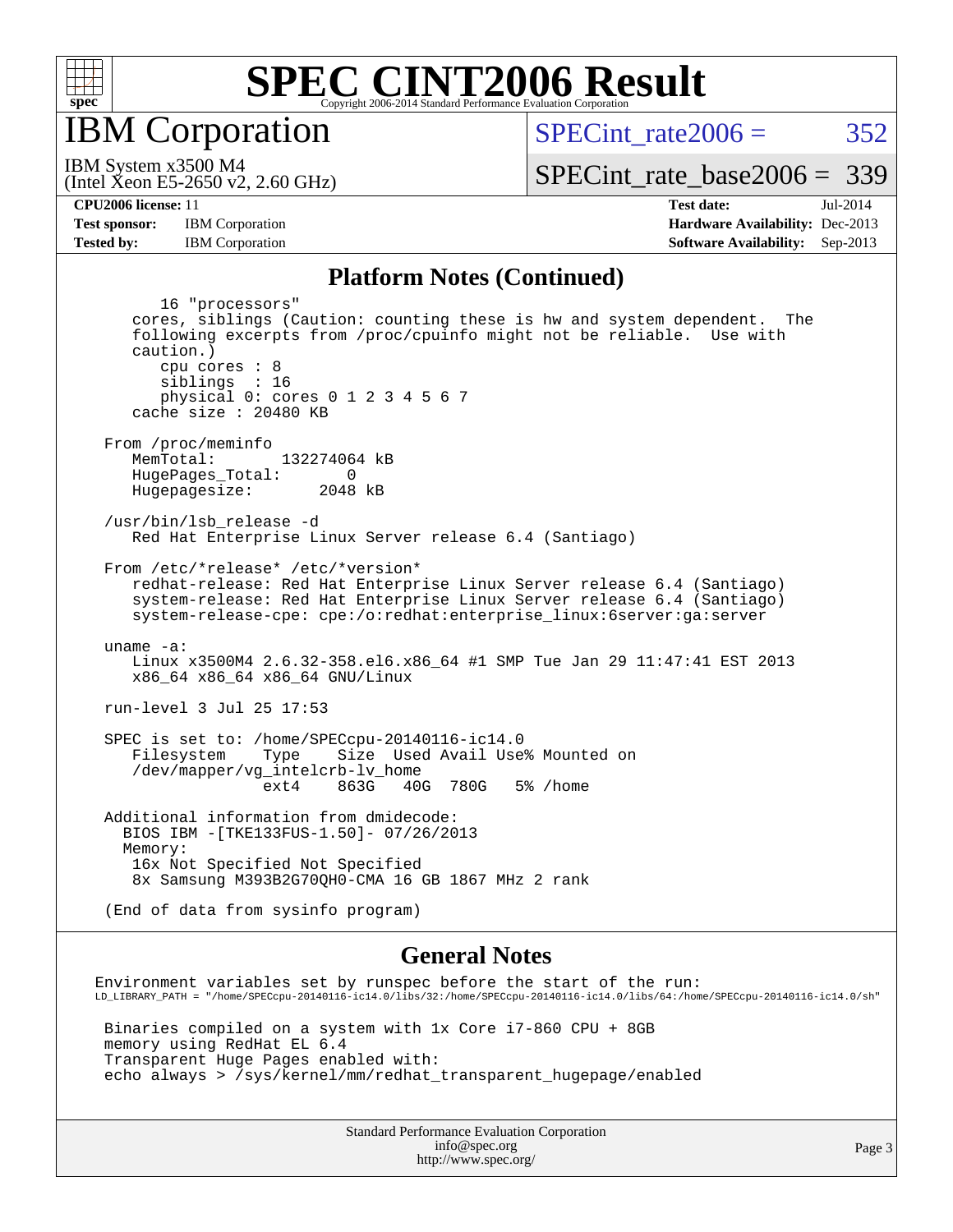# SPEC CINT2006 Result

Copyright 2006-2014 Standard Performance Evaluation Corporation

## IBM Corporation

IBM System x3500 M4
(Intel Xeon E5-2650 v2, 2.60 GHz)

SPECint_rate2006 = 352

SPECint_rate_base2006 = 339

**CPU2006 license:** 11
**Test sponsor:** IBM Corporation
**Tested by:** IBM Corporation

**Test date:** Jul-2014
**Hardware Availability:** Dec-2013
**Software Availability:** Sep-2013

### Platform Notes (Continued)

```
         16 "processors"
      cores, siblings (Caution: counting these is hw and system dependent.  The
      following excerpts from /proc/cpuinfo might not be reliable.  Use with
      caution.)
         cpu cores : 8
         siblings  : 16
         physical 0: cores 0 1 2 3 4 5 6 7
      cache size : 20480 KB

   From /proc/meminfo
      MemTotal:       132274064 kB
      HugePages_Total:       0
      Hugepagesize:       2048 kB

   /usr/bin/lsb_release -d
      Red Hat Enterprise Linux Server release 6.4 (Santiago)

   From /etc/*release* /etc/*version*
      redhat-release: Red Hat Enterprise Linux Server release 6.4 (Santiago)
      system-release: Red Hat Enterprise Linux Server release 6.4 (Santiago)
      system-release-cpe: cpe:/o:redhat:enterprise_linux:6server:ga:server

   uname -a:
      Linux x3500M4 2.6.32-358.el6.x86_64 #1 SMP Tue Jan 29 11:47:41 EST 2013
      x86_64 x86_64 x86_64 GNU/Linux

   run-level 3 Jul 25 17:53

   SPEC is set to: /home/SPECcpu-20140116-ic14.0
      Filesystem     Type    Size  Used Avail Use% Mounted on
      /dev/mapper/vg_intelcrb-lv_home
                     ext4    863G   40G  780G   5% /home

   Additional information from dmidecode:
     BIOS IBM -[TKE133FUS-1.50]- 07/26/2013
     Memory:
      16x Not Specified Not Specified
      8x Samsung M393B2G70QH0-CMA 16 GB 1867 MHz 2 rank

   (End of data from sysinfo program)
```

### General Notes

```
Environment variables set by runspec before the start of the run:
LD_LIBRARY_PATH = "/home/SPECcpu-20140116-ic14.0/libs/32:/home/SPECcpu-20140116-ic14.0/libs/64:/home/SPECcpu-20140116-ic14.0/sh"

 Binaries compiled on a system with 1x Core i7-860 CPU + 8GB
 memory using RedHat EL 6.4
 Transparent Huge Pages enabled with:
 echo always > /sys/kernel/mm/redhat_transparent_hugepage/enabled
```

Standard Performance Evaluation Corporation
info@spec.org
http://www.spec.org/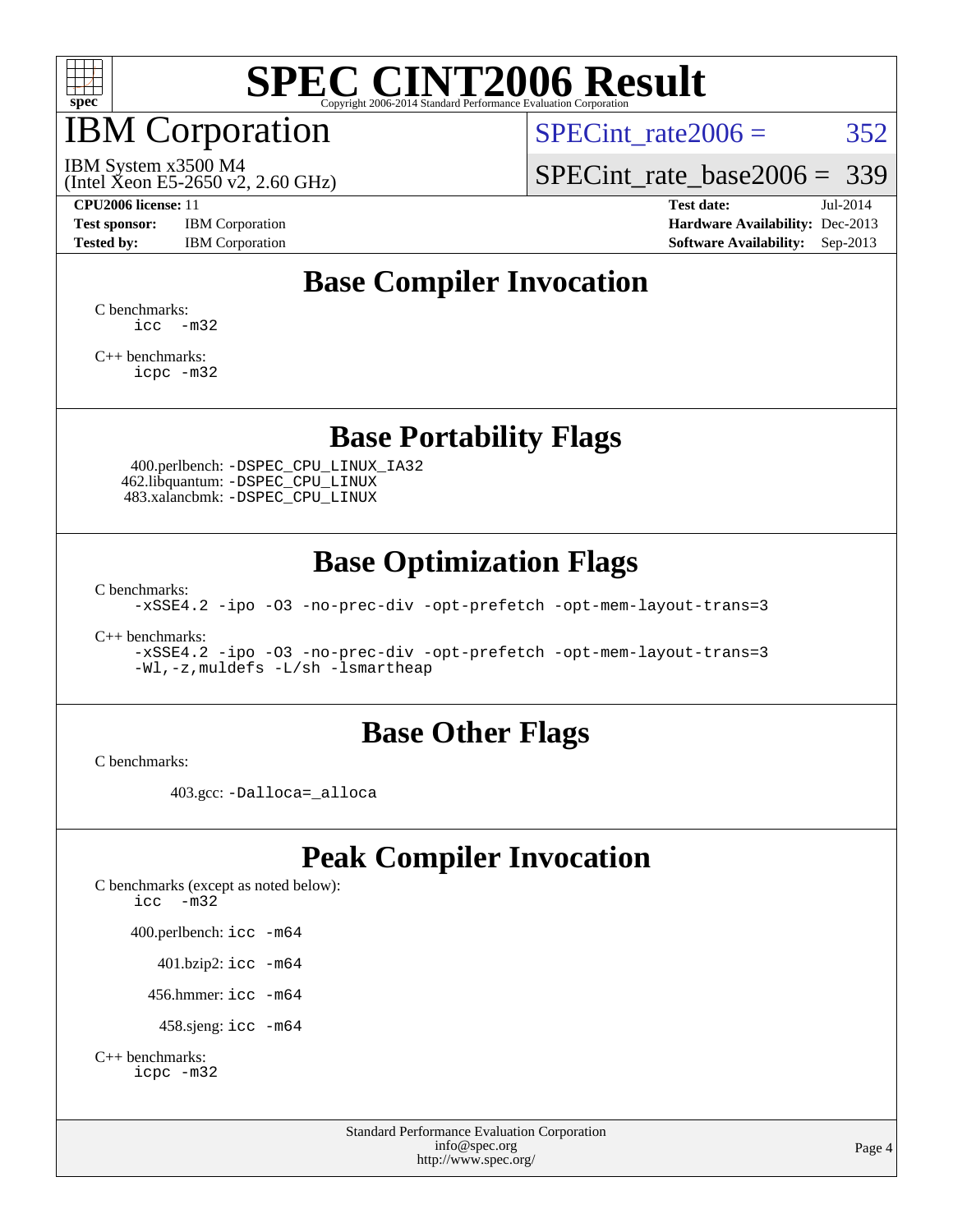# SPEC CINT2006 Result

Copyright 2006-2014 Standard Performance Evaluation Corporation

## IBM Corporation

IBM System x3500 M4
(Intel Xeon E5-2650 v2, 2.60 GHz)

SPECint_rate2006 = 352

SPECint_rate_base2006 = 339

**CPU2006 license:** 11
**Test sponsor:** IBM Corporation
**Tested by:** IBM Corporation

**Test date:** Jul-2014
**Hardware Availability:** Dec-2013
**Software Availability:** Sep-2013

## Base Compiler Invocation

C benchmarks:
```
icc  -m32
```

C++ benchmarks:
```
icpc -m32
```

## Base Portability Flags

400.perlbench: `-DSPEC_CPU_LINUX_IA32`
462.libquantum: `-DSPEC_CPU_LINUX`
483.xalancbmk: `-DSPEC_CPU_LINUX`

## Base Optimization Flags

C benchmarks:
```
-xSSE4.2 -ipo -O3 -no-prec-div -opt-prefetch -opt-mem-layout-trans=3
```

C++ benchmarks:
```
-xSSE4.2 -ipo -O3 -no-prec-div -opt-prefetch -opt-mem-layout-trans=3
-Wl,-z,muldefs -L/sh -lsmartheap
```

## Base Other Flags

C benchmarks:

403.gcc: `-Dalloca=_alloca`

## Peak Compiler Invocation

C benchmarks (except as noted below):
```
icc  -m32
```

400.perlbench: `icc -m64`

401.bzip2: `icc -m64`

456.hmmer: `icc -m64`

458.sjeng: `icc -m64`

C++ benchmarks:
```
icpc -m32
```

Standard Performance Evaluation Corporation
info@spec.org
http://www.spec.org/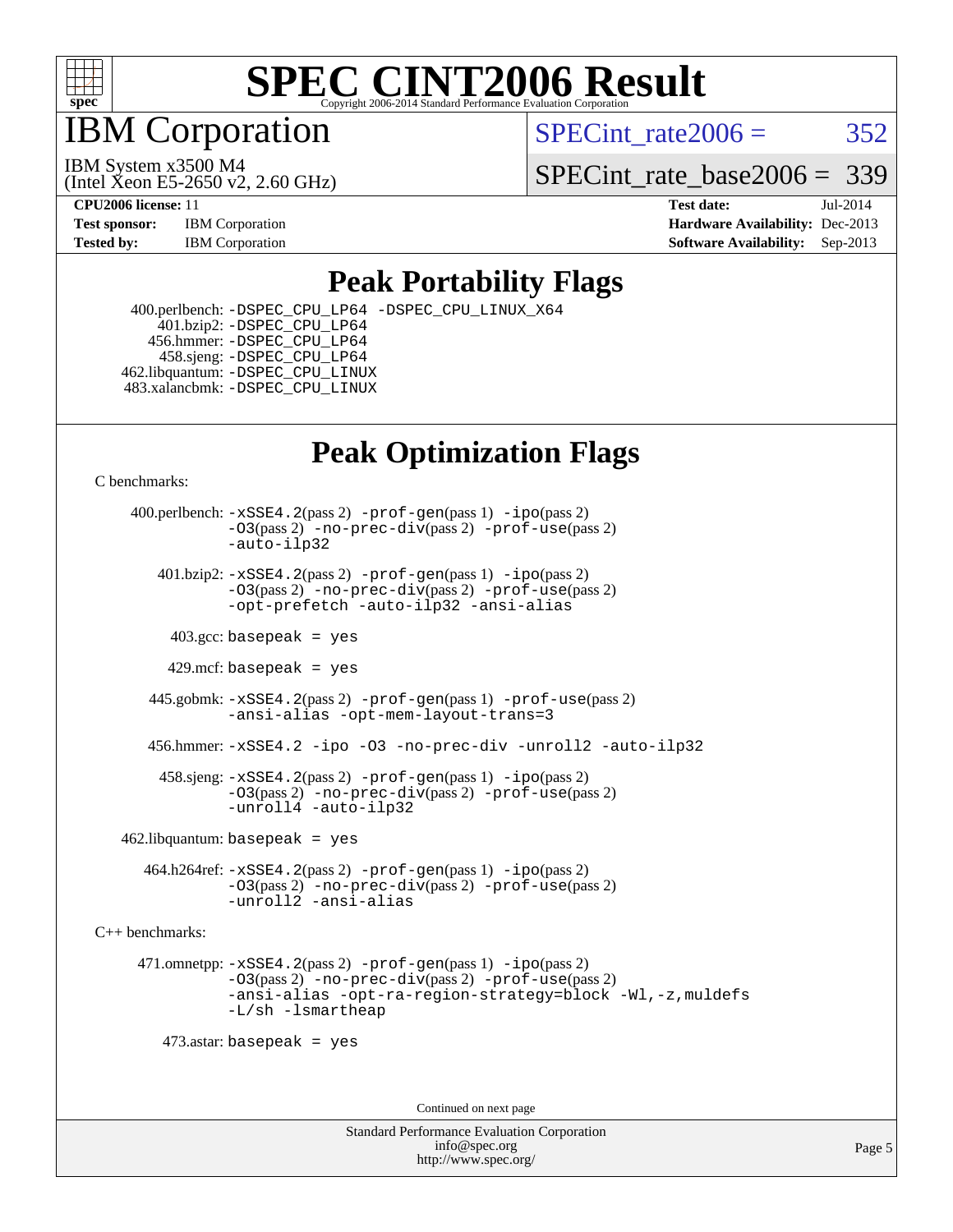# SPEC CINT2006 Result

Copyright 2006-2014 Standard Performance Evaluation Corporation

## IBM Corporation

IBM System x3500 M4
(Intel Xeon E5-2650 v2, 2.60 GHz)

SPECint_rate2006 = 352

SPECint_rate_base2006 = 339

**CPU2006 license:** 11
**Test sponsor:** IBM Corporation
**Tested by:** IBM Corporation

**Test date:** Jul-2014
**Hardware Availability:** Dec-2013
**Software Availability:** Sep-2013

## Peak Portability Flags

400.perlbench: `-DSPEC_CPU_LP64 -DSPEC_CPU_LINUX_X64`
401.bzip2: `-DSPEC_CPU_LP64`
456.hmmer: `-DSPEC_CPU_LP64`
458.sjeng: `-DSPEC_CPU_LP64`
462.libquantum: `-DSPEC_CPU_LINUX`
483.xalancbmk: `-DSPEC_CPU_LINUX`

## Peak Optimization Flags

C benchmarks:

400.perlbench: `-xSSE4.2`(pass 2) `-prof-gen`(pass 1) `-ipo`(pass 2) `-O3`(pass 2) `-no-prec-div`(pass 2) `-prof-use`(pass 2) `-auto-ilp32`

401.bzip2: `-xSSE4.2`(pass 2) `-prof-gen`(pass 1) `-ipo`(pass 2) `-O3`(pass 2) `-no-prec-div`(pass 2) `-prof-use`(pass 2) `-opt-prefetch -auto-ilp32 -ansi-alias`

403.gcc: `basepeak = yes`

429.mcf: `basepeak = yes`

445.gobmk: `-xSSE4.2`(pass 2) `-prof-gen`(pass 1) `-prof-use`(pass 2) `-ansi-alias -opt-mem-layout-trans=3`

456.hmmer: `-xSSE4.2 -ipo -O3 -no-prec-div -unroll2 -auto-ilp32`

458.sjeng: `-xSSE4.2`(pass 2) `-prof-gen`(pass 1) `-ipo`(pass 2) `-O3`(pass 2) `-no-prec-div`(pass 2) `-prof-use`(pass 2) `-unroll4 -auto-ilp32`

462.libquantum: `basepeak = yes`

464.h264ref: `-xSSE4.2`(pass 2) `-prof-gen`(pass 1) `-ipo`(pass 2) `-O3`(pass 2) `-no-prec-div`(pass 2) `-prof-use`(pass 2) `-unroll2 -ansi-alias`

C++ benchmarks:

471.omnetpp: `-xSSE4.2`(pass 2) `-prof-gen`(pass 1) `-ipo`(pass 2) `-O3`(pass 2) `-no-prec-div`(pass 2) `-prof-use`(pass 2) `-ansi-alias -opt-ra-region-strategy=block -Wl,-z,muldefs -L/sh -lsmartheap`

473.astar: `basepeak = yes`

Continued on next page

Standard Performance Evaluation Corporation
info@spec.org
http://www.spec.org/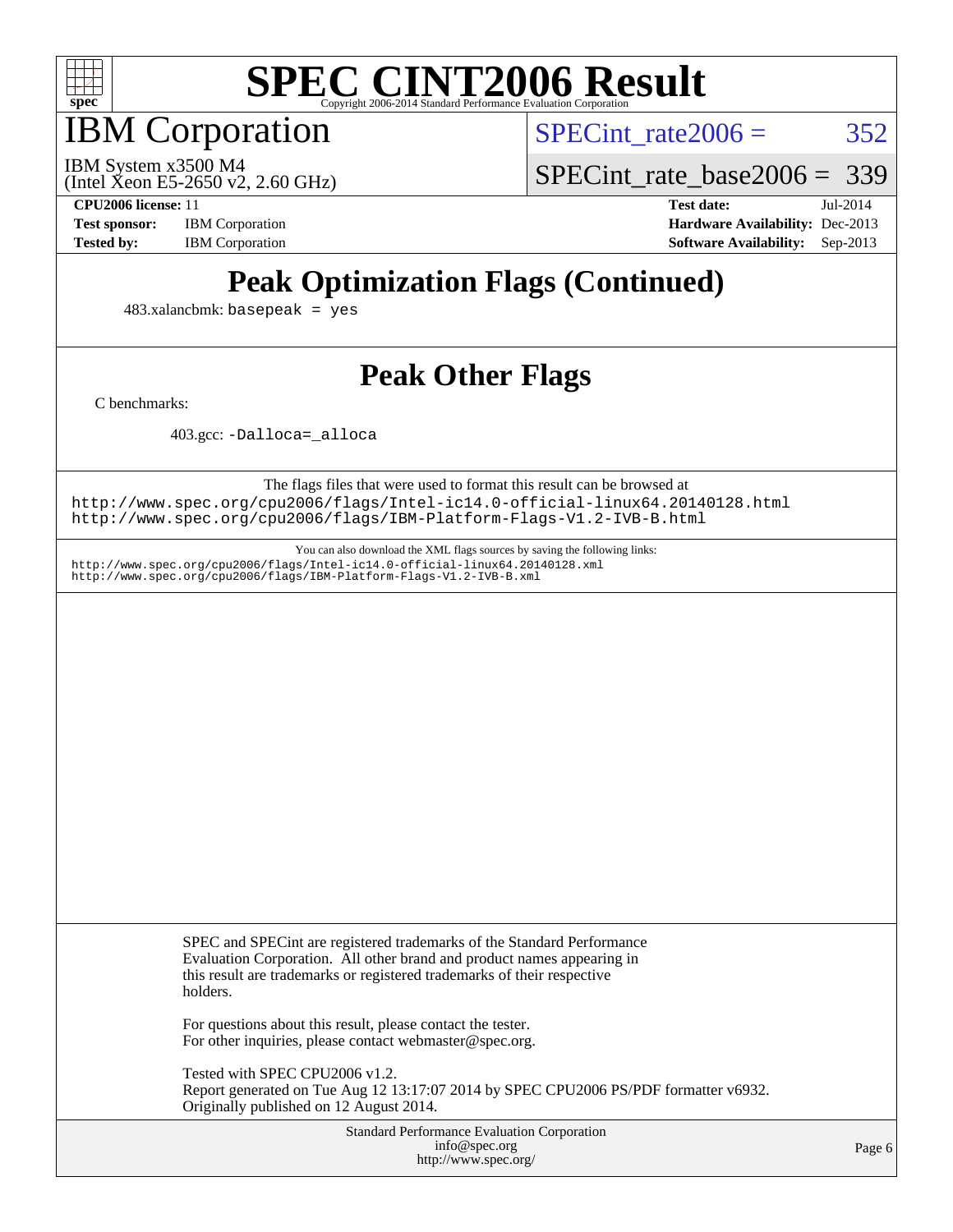## Peak Optimization Flags (Continued)

483.xalancbmk: basepeak = yes

## Peak Other Flags

C benchmarks:

403.gcc: -Dalloca=_alloca

The flags files that were used to format this result can be browsed at
http://www.spec.org/cpu2006/flags/Intel-ic14.0-official-linux64.20140128.html
http://www.spec.org/cpu2006/flags/IBM-Platform-Flags-V1.2-IVB-B.html

You can also download the XML flags sources by saving the following links:
http://www.spec.org/cpu2006/flags/Intel-ic14.0-official-linux64.20140128.xml
http://www.spec.org/cpu2006/flags/IBM-Platform-Flags-V1.2-IVB-B.xml

SPEC and SPECint are registered trademarks of the Standard Performance Evaluation Corporation. All other brand and product names appearing in this result are trademarks or registered trademarks of their respective holders.

For questions about this result, please contact the tester.
For other inquiries, please contact webmaster@spec.org.

Tested with SPEC CPU2006 v1.2.
Report generated on Tue Aug 12 13:17:07 2014 by SPEC CPU2006 PS/PDF formatter v6932.
Originally published on 12 August 2014.